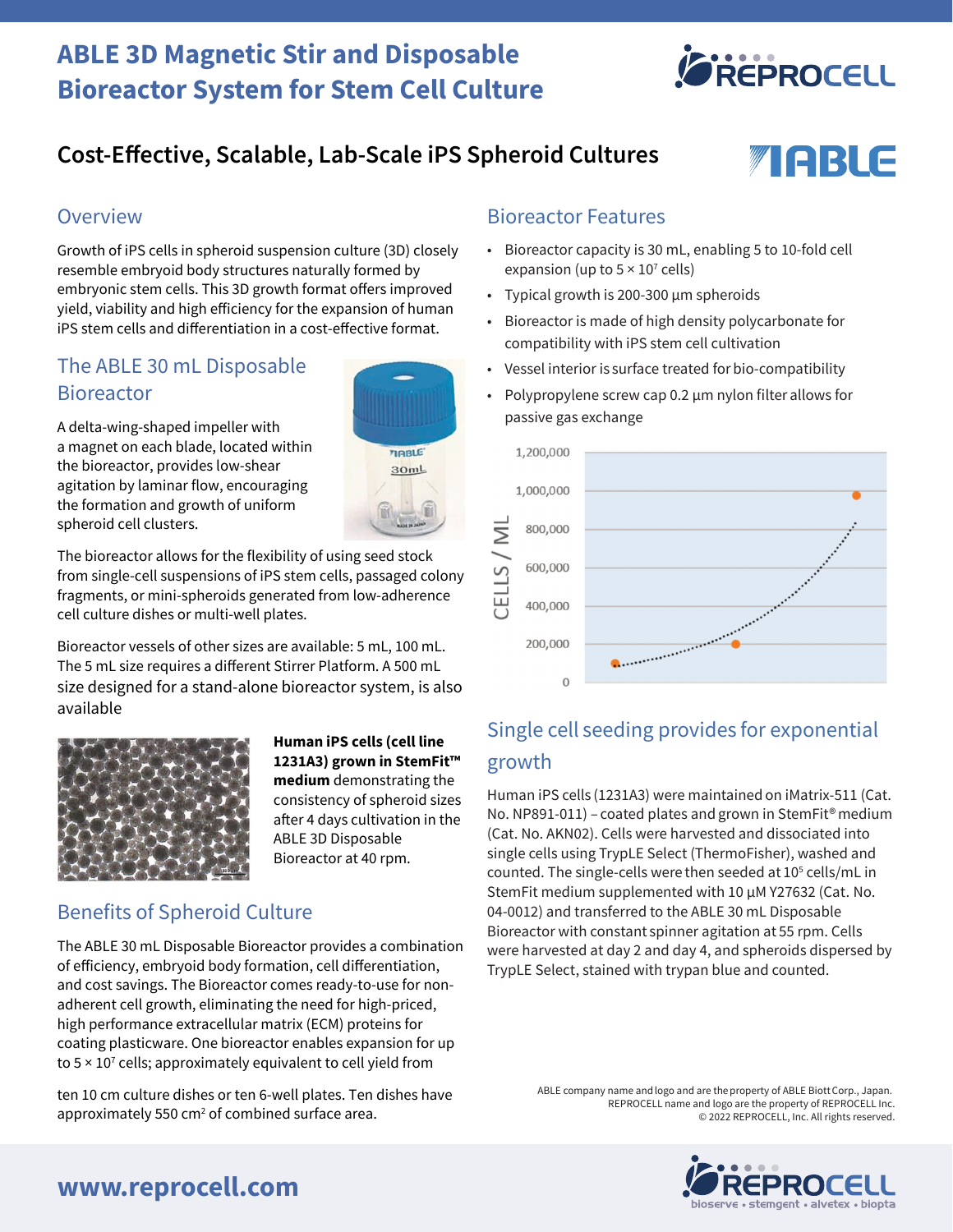# ABLE 3D Magnetic Stir and Disposable Bioreactor System for Stem Cell Culture

## Cost-Effective, Scalable, Lab-Scale iPS Spheroid Cultures

### Overview

Growth of iPS cells in spheroid suspension culture (3D) closely resemble embryoid body structures naturally formed by embryonic stem cells. This 3D growth format offers improved yield, viability and high efficiency for the expansion of human iPS stem cells and differentiation in a cost-effective format.

### The ABLE 30 mL Disposable Bioreactor

A delta-wing-shaped impeller with a magnet on each blade, located within the bioreactor, provides low-shear agitation by laminar flow, encouraging the formation and growth of uniform spheroid cell clusters.

The bioreactor allows for the flexibility of using seed stock from single-cell suspensions of iPS stem cells, passaged colony fragments, or mini-spheroids generated from low-adherence cell culture dishes or multi-well plates.

Bioreactor vessels of other sizes are available: 5 mL, 100 mL. The 5 mL size requires a different Stirrer Platform. A 500 mL size designed for a stand-alone bioreactor system, is also available

**Human iPS cells (cell line 1231A3) grown in StemFit™ medium** demonstrating the consistency of spheroid sizes after 4 days cultivation in the ABLE 3D Disposable Bioreactor at 40 rpm.

### Benefits of Spheroid Culture

The ABLE 30 mL Disposable Bioreactor provides a combination of efficiency, embryoid body formation, cell differentiation, and cost savings. The Bioreactor comes ready-to-use for non-adherent cell growth, eliminating the need for high-priced, high performance extracellular matrix (ECM) proteins for coating plasticware. One bioreactor enables expansion for up to $5 \times 10^7$ cells; approximately equivalent to cell yield from ten 10 cm culture dishes or ten 6-well plates. Ten dishes have approximately 550 $cm^2$ of combined surface area.

### Bioreactor Features

- Bioreactor capacity is 30 mL, enabling 5 to 10-fold cell expansion (up to $5 \times 10^7$ cells)
- Typical growth is 200-300 µm spheroids
- Bioreactor is made of high density polycarbonate for compatibility with iPS stem cell cultivation
- Vessel interior is surface treated for bio-compatibility
- Polypropylene screw cap 0.2 µm nylon filter allows for passive gas exchange

### Single cell seeding provides for exponential growth

Human iPS cells (1231A3) were maintained on iMatrix-511 (Cat. No. NP891-011) – coated plates and grown in StemFit® medium (Cat. No. AKN02). Cells were harvested and dissociated into single cells using TrypLE Select (ThermoFisher), washed and counted. The single-cells were then seeded at $10^5$ cells/mL in StemFit medium supplemented with 10 µM Y27632 (Cat. No. 04-0012) and transferred to the ABLE 30 mL Disposable Bioreactor with constant spinner agitation at 55 rpm. Cells were harvested at day 2 and day 4, and spheroids dispersed by TrypLE Select, stained with trypan blue and counted.

ABLE company name and logo and are the property of ABLE Biott Corp., Japan.
REPROCELL name and logo are the property of REPROCELL Inc.
© 2022 REPROCELL, Inc. All rights reserved.

www.reprocell.com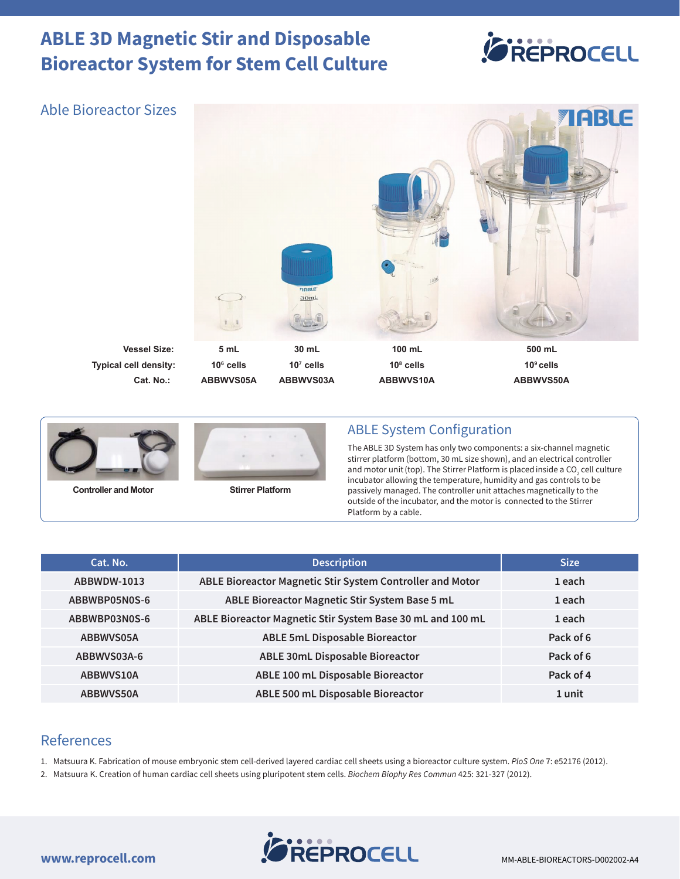# ABLE 3D Magnetic Stir and Disposable Bioreactor System for Stem Cell Culture

## Able Bioreactor Sizes

| | | | | |
|---|---|---|---|---|
| **Vessel Size:** | 5 mL | 30 mL | 100 mL | 500 mL |
| **Typical cell density:** | $10^6$ cells | $10^7$ cells | $10^8$ cells | $10^9$ cells |
| **Cat. No.:** | ABBWVS05A | ABBWVS03A | ABBWVS10A | ABBWVS50A |

Controller and Motor

Stirrer Platform

## ABLE System Configuration

The ABLE 3D System has only two components: a six-channel magnetic stirrer platform (bottom, 30 mL size shown), and an electrical controller and motor unit (top). The Stirrer Platform is placed inside a $CO_2$ cell culture incubator allowing the temperature, humidity and gas controls to be passively managed. The controller unit attaches magnetically to the outside of the incubator, and the motor is connected to the Stirrer Platform by a cable.

| Cat. No. | Description | Size |
|---|---|---|
| ABBWDW-1013 | ABLE Bioreactor Magnetic Stir System Controller and Motor | 1 each |
| ABBWBP05N0S-6 | ABLE Bioreactor Magnetic Stir System Base 5 mL | 1 each |
| ABBWBP03N0S-6 | ABLE Bioreactor Magnetic Stir System Base 30 mL and 100 mL | 1 each |
| ABBWVS05A | ABLE 5mL Disposable Bioreactor | Pack of 6 |
| ABBWVS03A-6 | ABLE 30mL Disposable Bioreactor | Pack of 6 |
| ABBWVS10A | ABLE 100 mL Disposable Bioreactor | Pack of 4 |
| ABBWVS50A | ABLE 500 mL Disposable Bioreactor | 1 unit |

## References

1. Matsuura K. Fabrication of mouse embryonic stem cell-derived layered cardiac cell sheets using a bioreactor culture system. *PloS One* 7: e52176 (2012).
2. Matsuura K. Creation of human cardiac cell sheets using pluripotent stem cells. *Biochem Biophy Res Commun* 425: 321-327 (2012).

www.reprocell.com

MM-ABLE-BIOREACTORS-D002002-A4